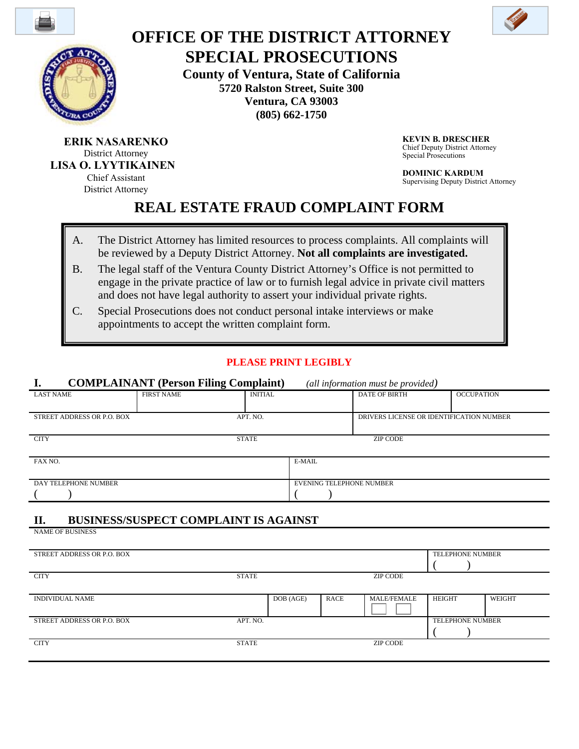# OFFICE OF THE DISTRICT ATTORNEY
# SPECIAL PROSECUTIONS

**County of Ventura, State of California**
**5720 Ralston Street, Suite 300**
**Ventura, CA 93003**
**(805) 662-1750**

**ERIK NASARENKO**
District Attorney
**LISA O. LYYTIKAINEN**
Chief Assistant
District Attorney

**KEVIN B. DRESCHER**
Chief Deputy District Attorney
Special Prosecutions

**DOMINIC KARDUM**
Supervising Deputy District Attorney

## REAL ESTATE FRAUD COMPLAINT FORM

A. The District Attorney has limited resources to process complaints. All complaints will be reviewed by a Deputy District Attorney. **Not all complaints are investigated.**

B. The legal staff of the Ventura County District Attorney's Office is not permitted to engage in the private practice of law or to furnish legal advice in private civil matters and does not have legal authority to assert your individual private rights.

C. Special Prosecutions does not conduct personal intake interviews or make appointments to accept the written complaint form.

**PLEASE PRINT LEGIBLY**

### I. COMPLAINANT (Person Filing Complaint) *(all information must be provided)*

| LAST NAME | FIRST NAME | INITIAL | DATE OF BIRTH | OCCUPATION |
|---|---|---|---|---|
| | | | | |

| STREET ADDRESS OR P.O. BOX | APT. NO. | DRIVERS LICENSE OR IDENTIFICATION NUMBER |
|---|---|---|
| | | |

| CITY | STATE | ZIP CODE |
|---|---|---|
| | | |

| FAX NO. | E-MAIL |
|---|---|
| | |

| DAY TELEPHONE NUMBER | EVENING TELEPHONE NUMBER |
|---|---|
| (   ) | (   ) |

### II. BUSINESS/SUSPECT COMPLAINT IS AGAINST

| NAME OF BUSINESS |
|---|
| |

| STREET ADDRESS OR P.O. BOX | TELEPHONE NUMBER |
|---|---|
| | (   ) |

| CITY | STATE | ZIP CODE |
|---|---|---|
| | | |

| INDIVIDUAL NAME | DOB (AGE) | RACE | MALE/FEMALE | HEIGHT | WEIGHT |
|---|---|---|---|---|---|
| | | | ☐ ☐ | | |

| STREET ADDRESS OR P.O. BOX | APT. NO. | TELEPHONE NUMBER |
|---|---|---|
| | | (   ) |

| CITY | STATE | ZIP CODE |
|---|---|---|
| | | |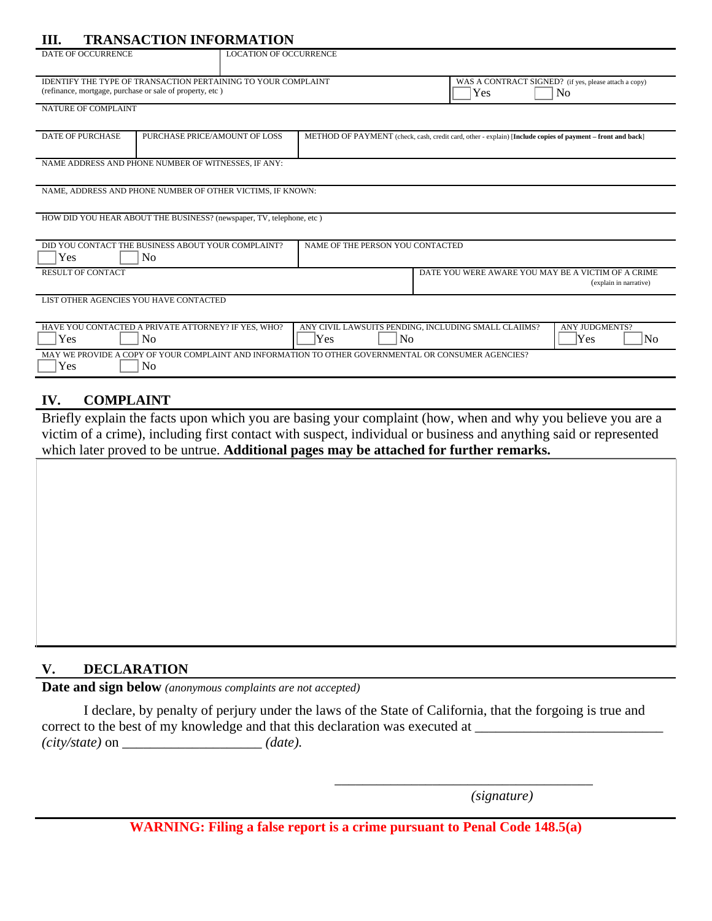## III. TRANSACTION INFORMATION

| DATE OF OCCURRENCE | LOCATION OF OCCURRENCE |
|---|---|
| | |

| IDENTIFY THE TYPE OF TRANSACTION PERTAINING TO YOUR COMPLAINT (refinance, mortgage, purchase or sale of property, etc ) | WAS A CONTRACT SIGNED? (if yes, please attach a copy) ☐ Yes ☐ No |
|---|---|

NATURE OF COMPLAINT

| DATE OF PURCHASE | PURCHASE PRICE/AMOUNT OF LOSS | METHOD OF PAYMENT (check, cash, credit card, other - explain) **[Include copies of payment – front and back]** |
|---|---|---|
| | | |

NAME ADDRESS AND PHONE NUMBER OF WITNESSES, IF ANY:

NAME, ADDRESS AND PHONE NUMBER OF OTHER VICTIMS, IF KNOWN:

HOW DID YOU HEAR ABOUT THE BUSINESS? (newspaper, TV, telephone, etc )

| DID YOU CONTACT THE BUSINESS ABOUT YOUR COMPLAINT? ☐ Yes ☐ No | NAME OF THE PERSON YOU CONTACTED |
|---|---|

| RESULT OF CONTACT | DATE YOU WERE AWARE YOU MAY BE A VICTIM OF A CRIME (explain in narrative) |
|---|---|
| | |

LIST OTHER AGENCIES YOU HAVE CONTACTED

| HAVE YOU CONTACTED A PRIVATE ATTORNEY? IF YES, WHO? ☐ Yes ☐ No | ANY CIVIL LAWSUITS PENDING, INCLUDING SMALL CLAIIMS? ☐ Yes ☐ No | ANY JUDGMENTS? ☐ Yes ☐ No |
|---|---|---|

MAY WE PROVIDE A COPY OF YOUR COMPLAINT AND INFORMATION TO OTHER GOVERNMENTAL OR CONSUMER AGENCIES?
☐ Yes ☐ No

## IV. COMPLAINT

Briefly explain the facts upon which you are basing your complaint (how, when and why you believe you are a victim of a crime), including first contact with suspect, individual or business and anything said or represented which later proved to be untrue. **Additional pages may be attached for further remarks.**

## V. DECLARATION

**Date and sign below** *(anonymous complaints are not accepted)*

I declare, by penalty of perjury under the laws of the State of California, that the forgoing is true and correct to the best of my knowledge and that this declaration was executed at ___________________________ *(city/state)* on ____________________ *(date).*

_______________________________________
*(signature)*

**WARNING: Filing a false report is a crime pursuant to Penal Code 148.5(a)**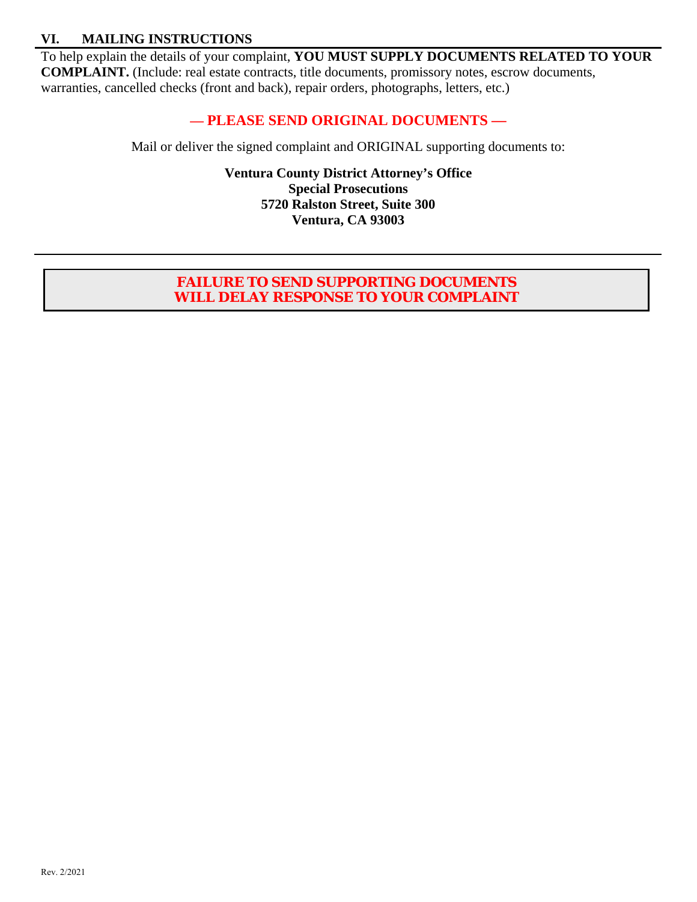## VI. MAILING INSTRUCTIONS

To help explain the details of your complaint, **YOU MUST SUPPLY DOCUMENTS RELATED TO YOUR COMPLAINT.** (Include: real estate contracts, title documents, promissory notes, escrow documents, warranties, cancelled checks (front and back), repair orders, photographs, letters, etc.)

**— PLEASE SEND ORIGINAL DOCUMENTS —**

Mail or deliver the signed complaint and ORIGINAL supporting documents to:

**Ventura County District Attorney's Office**
**Special Prosecutions**
**5720 Ralston Street, Suite 300**
**Ventura, CA 93003**

---

**FAILURE TO SEND SUPPORTING DOCUMENTS WILL DELAY RESPONSE TO YOUR COMPLAINT**

Rev. 2/2021